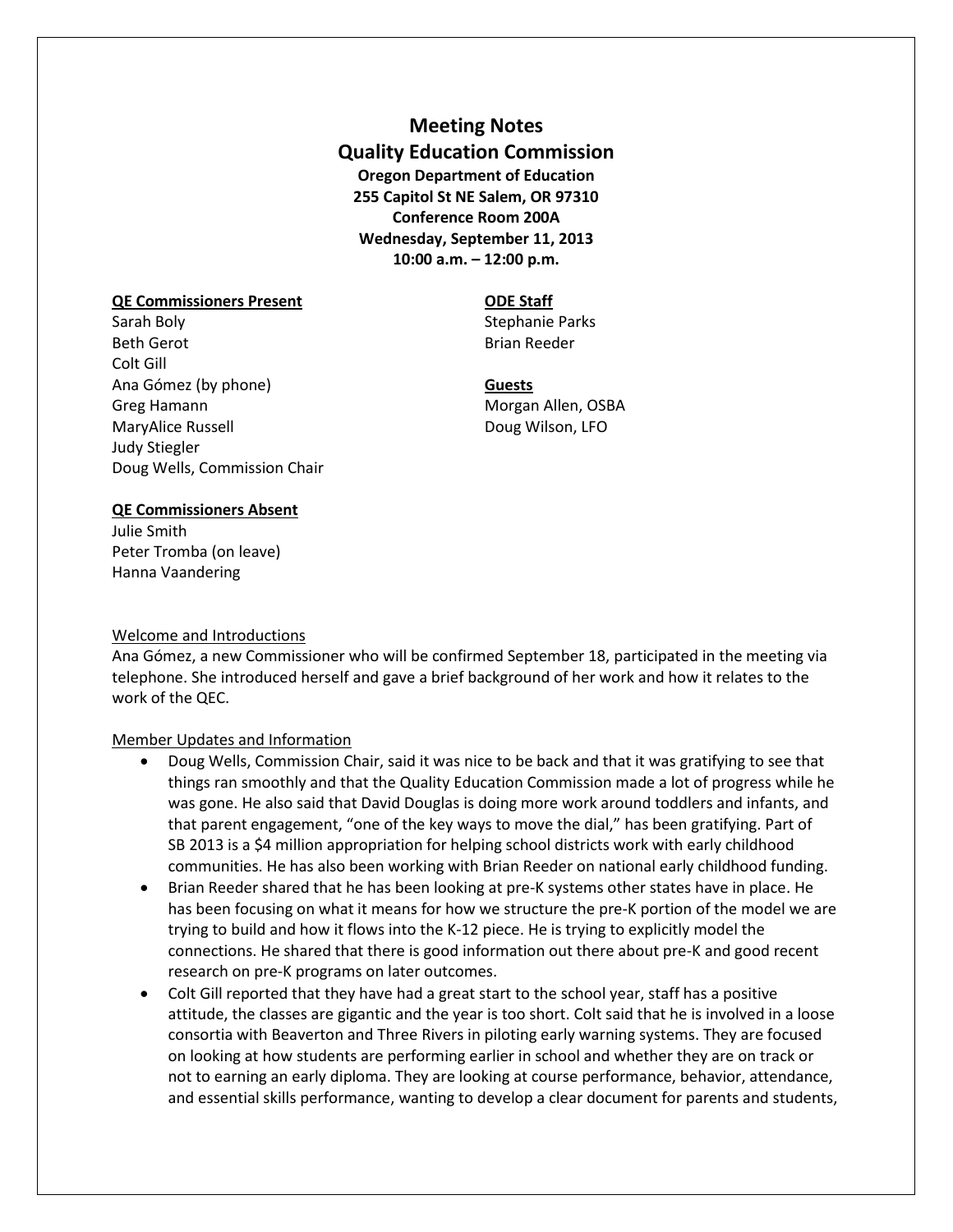# Meeting Notes
## Quality Education Commission

**Oregon Department of Education**
**255 Capitol St NE Salem, OR 97310**
**Conference Room 200A**
**Wednesday, September 11, 2013**
**10:00 a.m. – 12:00 p.m.**

**QE Commissioners Present**
Sarah Boly
Beth Gerot
Colt Gill
Ana Gómez (by phone)
Greg Hamann
MaryAlice Russell
Judy Stiegler
Doug Wells, Commission Chair

**ODE Staff**
Stephanie Parks
Brian Reeder

**Guests**
Morgan Allen, OSBA
Doug Wilson, LFO

**QE Commissioners Absent**
Julie Smith
Peter Tromba (on leave)
Hanna Vaandering

Welcome and Introductions

Ana Gómez, a new Commissioner who will be confirmed September 18, participated in the meeting via telephone. She introduced herself and gave a brief background of her work and how it relates to the work of the QEC.

Member Updates and Information

- Doug Wells, Commission Chair, said it was nice to be back and that it was gratifying to see that things ran smoothly and that the Quality Education Commission made a lot of progress while he was gone. He also said that David Douglas is doing more work around toddlers and infants, and that parent engagement, "one of the key ways to move the dial," has been gratifying. Part of SB 2013 is a $4 million appropriation for helping school districts work with early childhood communities. He has also been working with Brian Reeder on national early childhood funding.
- Brian Reeder shared that he has been looking at pre-K systems other states have in place. He has been focusing on what it means for how we structure the pre-K portion of the model we are trying to build and how it flows into the K-12 piece. He is trying to explicitly model the connections. He shared that there is good information out there about pre-K and good recent research on pre-K programs on later outcomes.
- Colt Gill reported that they have had a great start to the school year, staff has a positive attitude, the classes are gigantic and the year is too short. Colt said that he is involved in a loose consortia with Beaverton and Three Rivers in piloting early warning systems. They are focused on looking at how students are performing earlier in school and whether they are on track or not to earning an early diploma. They are looking at course performance, behavior, attendance, and essential skills performance, wanting to develop a clear document for parents and students,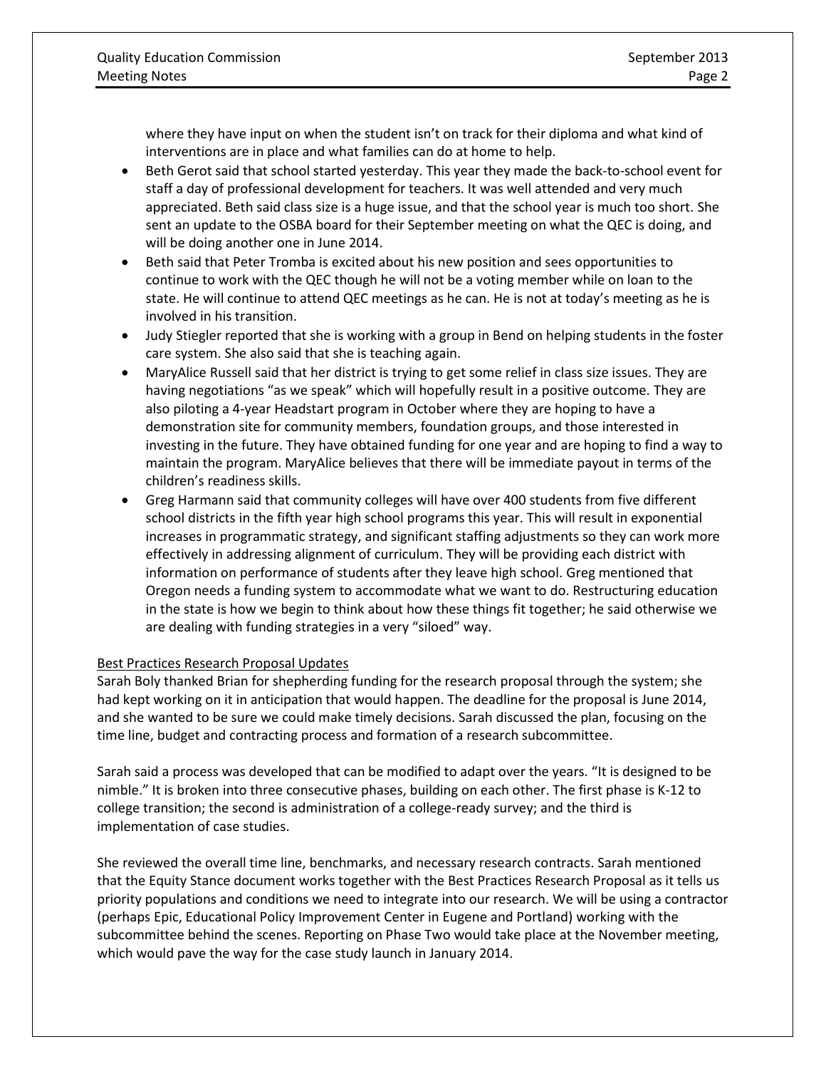where they have input on when the student isn't on track for their diploma and what kind of interventions are in place and what families can do at home to help.

- Beth Gerot said that school started yesterday. This year they made the back-to-school event for staff a day of professional development for teachers. It was well attended and very much appreciated. Beth said class size is a huge issue, and that the school year is much too short. She sent an update to the OSBA board for their September meeting on what the QEC is doing, and will be doing another one in June 2014.
- Beth said that Peter Tromba is excited about his new position and sees opportunities to continue to work with the QEC though he will not be a voting member while on loan to the state. He will continue to attend QEC meetings as he can. He is not at today's meeting as he is involved in his transition.
- Judy Stiegler reported that she is working with a group in Bend on helping students in the foster care system. She also said that she is teaching again.
- MaryAlice Russell said that her district is trying to get some relief in class size issues. They are having negotiations "as we speak" which will hopefully result in a positive outcome. They are also piloting a 4-year Headstart program in October where they are hoping to have a demonstration site for community members, foundation groups, and those interested in investing in the future. They have obtained funding for one year and are hoping to find a way to maintain the program. MaryAlice believes that there will be immediate payout in terms of the children's readiness skills.
- Greg Harmann said that community colleges will have over 400 students from five different school districts in the fifth year high school programs this year. This will result in exponential increases in programmatic strategy, and significant staffing adjustments so they can work more effectively in addressing alignment of curriculum. They will be providing each district with information on performance of students after they leave high school. Greg mentioned that Oregon needs a funding system to accommodate what we want to do. Restructuring education in the state is how we begin to think about how these things fit together; he said otherwise we are dealing with funding strategies in a very "siloed" way.

<u>Best Practices Research Proposal Updates</u>

Sarah Boly thanked Brian for shepherding funding for the research proposal through the system; she had kept working on it in anticipation that would happen. The deadline for the proposal is June 2014, and she wanted to be sure we could make timely decisions. Sarah discussed the plan, focusing on the time line, budget and contracting process and formation of a research subcommittee.

Sarah said a process was developed that can be modified to adapt over the years. "It is designed to be nimble." It is broken into three consecutive phases, building on each other. The first phase is K-12 to college transition; the second is administration of a college-ready survey; and the third is implementation of case studies.

She reviewed the overall time line, benchmarks, and necessary research contracts. Sarah mentioned that the Equity Stance document works together with the Best Practices Research Proposal as it tells us priority populations and conditions we need to integrate into our research. We will be using a contractor (perhaps Epic, Educational Policy Improvement Center in Eugene and Portland) working with the subcommittee behind the scenes. Reporting on Phase Two would take place at the November meeting, which would pave the way for the case study launch in January 2014.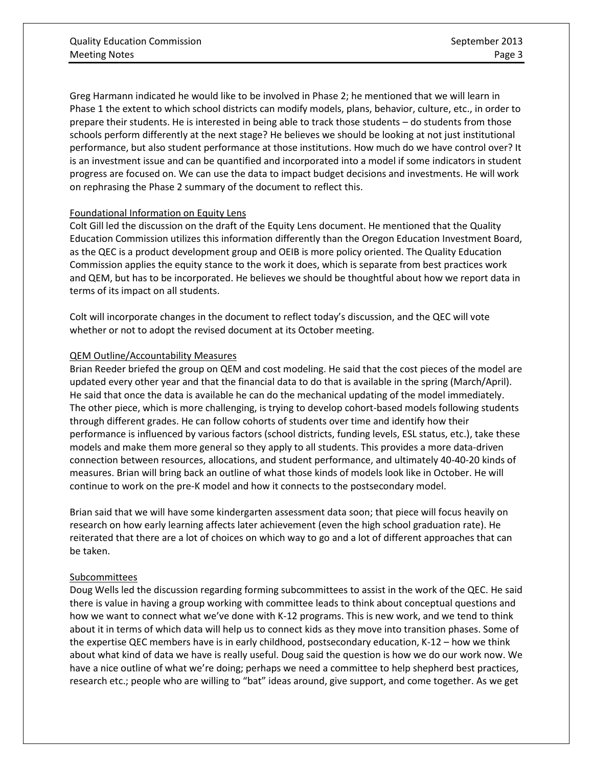Greg Harmann indicated he would like to be involved in Phase 2; he mentioned that we will learn in Phase 1 the extent to which school districts can modify models, plans, behavior, culture, etc., in order to prepare their students. He is interested in being able to track those students – do students from those schools perform differently at the next stage? He believes we should be looking at not just institutional performance, but also student performance at those institutions. How much do we have control over? It is an investment issue and can be quantified and incorporated into a model if some indicators in student progress are focused on. We can use the data to impact budget decisions and investments. He will work on rephrasing the Phase 2 summary of the document to reflect this.

## Foundational Information on Equity Lens

Colt Gill led the discussion on the draft of the Equity Lens document. He mentioned that the Quality Education Commission utilizes this information differently than the Oregon Education Investment Board, as the QEC is a product development group and OEIB is more policy oriented. The Quality Education Commission applies the equity stance to the work it does, which is separate from best practices work and QEM, but has to be incorporated. He believes we should be thoughtful about how we report data in terms of its impact on all students.

Colt will incorporate changes in the document to reflect today's discussion, and the QEC will vote whether or not to adopt the revised document at its October meeting.

## QEM Outline/Accountability Measures

Brian Reeder briefed the group on QEM and cost modeling. He said that the cost pieces of the model are updated every other year and that the financial data to do that is available in the spring (March/April). He said that once the data is available he can do the mechanical updating of the model immediately. The other piece, which is more challenging, is trying to develop cohort-based models following students through different grades. He can follow cohorts of students over time and identify how their performance is influenced by various factors (school districts, funding levels, ESL status, etc.), take these models and make them more general so they apply to all students. This provides a more data-driven connection between resources, allocations, and student performance, and ultimately 40-40-20 kinds of measures. Brian will bring back an outline of what those kinds of models look like in October. He will continue to work on the pre-K model and how it connects to the postsecondary model.

Brian said that we will have some kindergarten assessment data soon; that piece will focus heavily on research on how early learning affects later achievement (even the high school graduation rate). He reiterated that there are a lot of choices on which way to go and a lot of different approaches that can be taken.

## Subcommittees

Doug Wells led the discussion regarding forming subcommittees to assist in the work of the QEC. He said there is value in having a group working with committee leads to think about conceptual questions and how we want to connect what we've done with K-12 programs. This is new work, and we tend to think about it in terms of which data will help us to connect kids as they move into transition phases. Some of the expertise QEC members have is in early childhood, postsecondary education, K-12 – how we think about what kind of data we have is really useful. Doug said the question is how we do our work now. We have a nice outline of what we're doing; perhaps we need a committee to help shepherd best practices, research etc.; people who are willing to "bat" ideas around, give support, and come together. As we get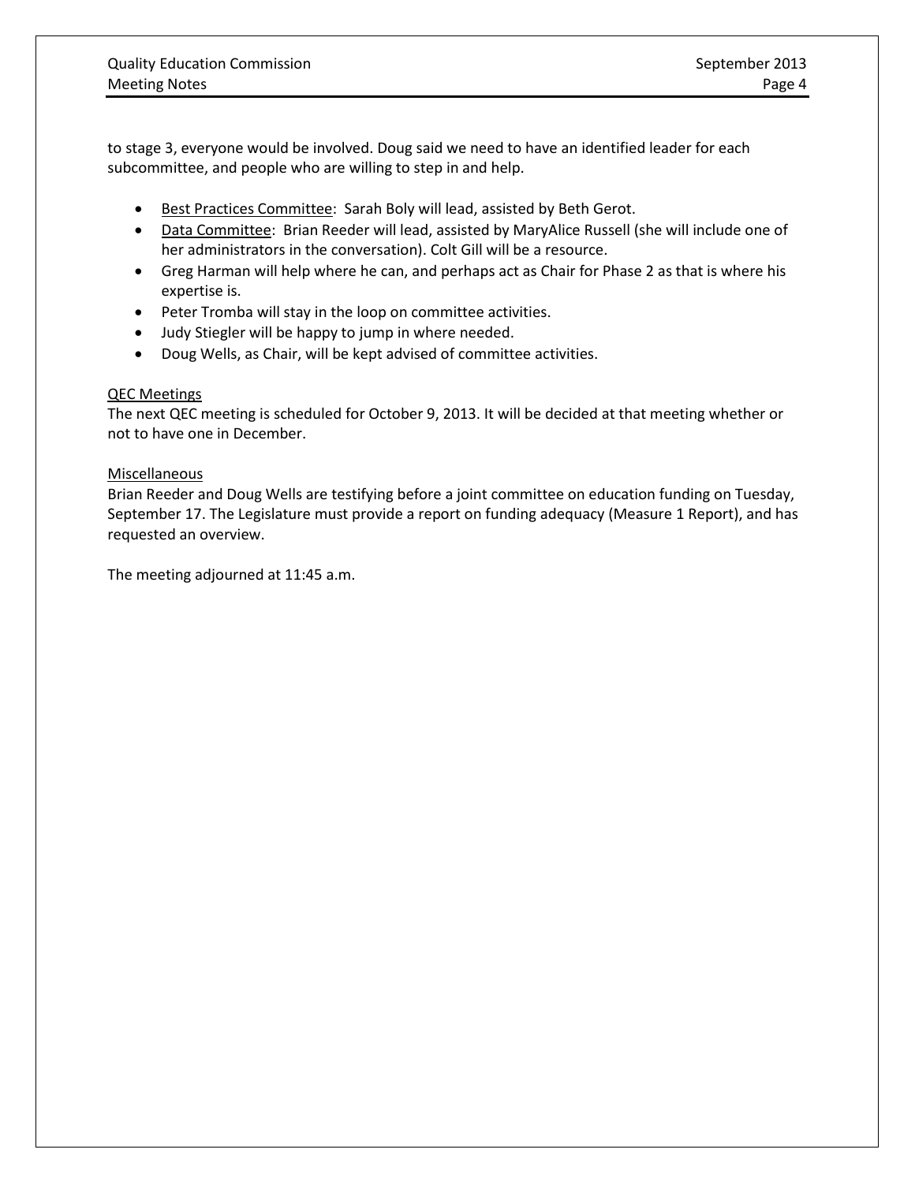to stage 3, everyone would be involved. Doug said we need to have an identified leader for each subcommittee, and people who are willing to step in and help.

- <u>Best Practices Committee</u>: Sarah Boly will lead, assisted by Beth Gerot.
- <u>Data Committee</u>: Brian Reeder will lead, assisted by MaryAlice Russell (she will include one of her administrators in the conversation). Colt Gill will be a resource.
- Greg Harman will help where he can, and perhaps act as Chair for Phase 2 as that is where his expertise is.
- Peter Tromba will stay in the loop on committee activities.
- Judy Stiegler will be happy to jump in where needed.
- Doug Wells, as Chair, will be kept advised of committee activities.

<u>QEC Meetings</u>

The next QEC meeting is scheduled for October 9, 2013. It will be decided at that meeting whether or not to have one in December.

<u>Miscellaneous</u>

Brian Reeder and Doug Wells are testifying before a joint committee on education funding on Tuesday, September 17. The Legislature must provide a report on funding adequacy (Measure 1 Report), and has requested an overview.

The meeting adjourned at 11:45 a.m.